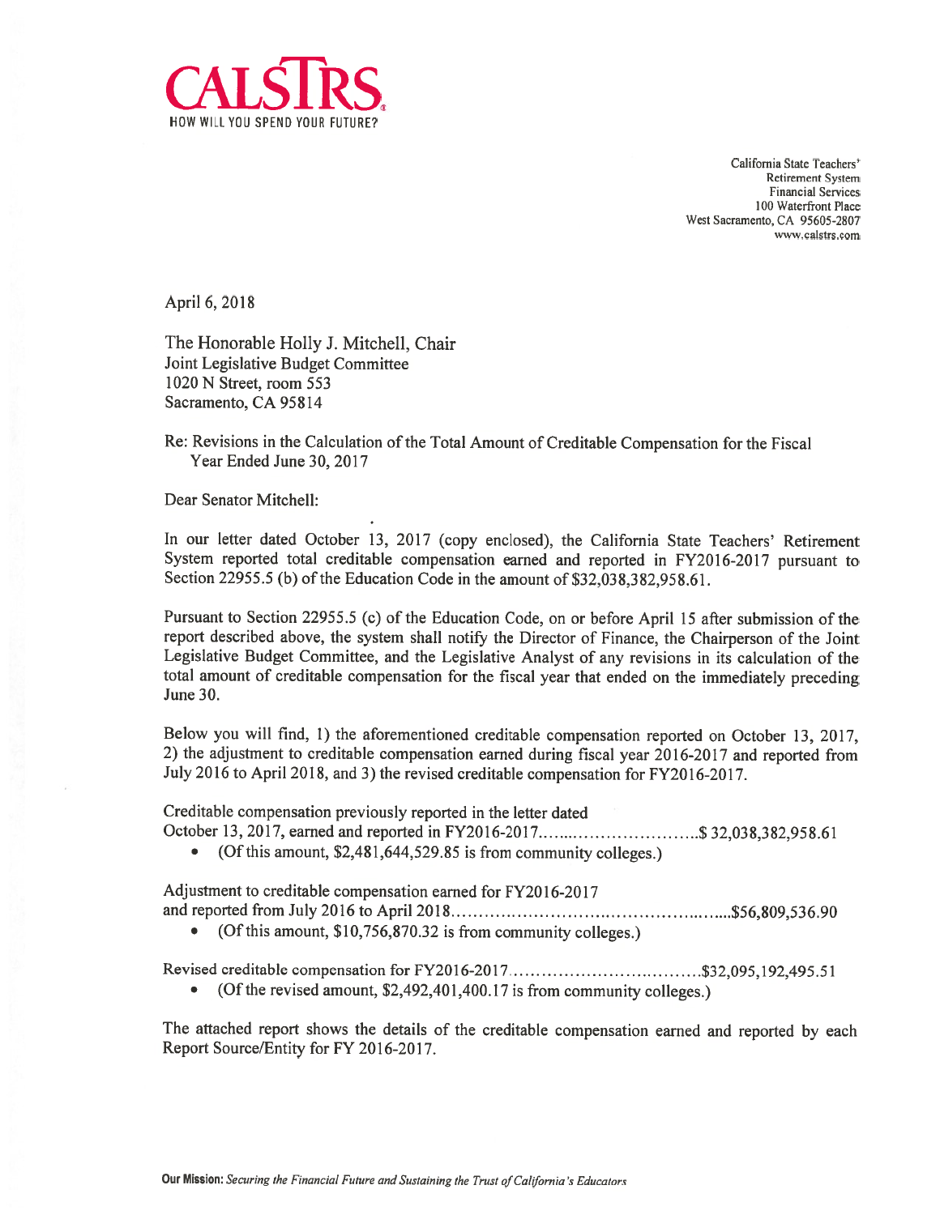CALSTRS
HOW WILL YOU SPEND YOUR FUTURE?

California State Teachers'
Retirement System
Financial Services
100 Waterfront Place
West Sacramento, CA 95605-2807
www.calstrs.com

April 6, 2018

The Honorable Holly J. Mitchell, Chair
Joint Legislative Budget Committee
1020 N Street, room 553
Sacramento, CA 95814

Re: Revisions in the Calculation of the Total Amount of Creditable Compensation for the Fiscal Year Ended June 30, 2017

Dear Senator Mitchell:

In our letter dated October 13, 2017 (copy enclosed), the California State Teachers' Retirement System reported total creditable compensation earned and reported in FY2016-2017 pursuant to Section 22955.5 (b) of the Education Code in the amount of $32,038,382,958.61.

Pursuant to Section 22955.5 (c) of the Education Code, on or before April 15 after submission of the report described above, the system shall notify the Director of Finance, the Chairperson of the Joint Legislative Budget Committee, and the Legislative Analyst of any revisions in its calculation of the total amount of creditable compensation for the fiscal year that ended on the immediately preceding June 30.

Below you will find, 1) the aforementioned creditable compensation reported on October 13, 2017, 2) the adjustment to creditable compensation earned during fiscal year 2016-2017 and reported from July 2016 to April 2018, and 3) the revised creditable compensation for FY2016-2017.

Creditable compensation previously reported in the letter dated October 13, 2017, earned and reported in FY2016-2017........................$ 32,038,382,958.61

- (Of this amount, $2,481,644,529.85 is from community colleges.)

Adjustment to creditable compensation earned for FY2016-2017 and reported from July 2016 to April 2018...........................................$56,809,536.90

- (Of this amount, $10,756,870.32 is from community colleges.)

Revised creditable compensation for FY2016-2017..................................$32,095,192,495.51

- (Of the revised amount, $2,492,401,400.17 is from community colleges.)

The attached report shows the details of the creditable compensation earned and reported by each Report Source/Entity for FY 2016-2017.

**Our Mission:** *Securing the Financial Future and Sustaining the Trust of California's Educators*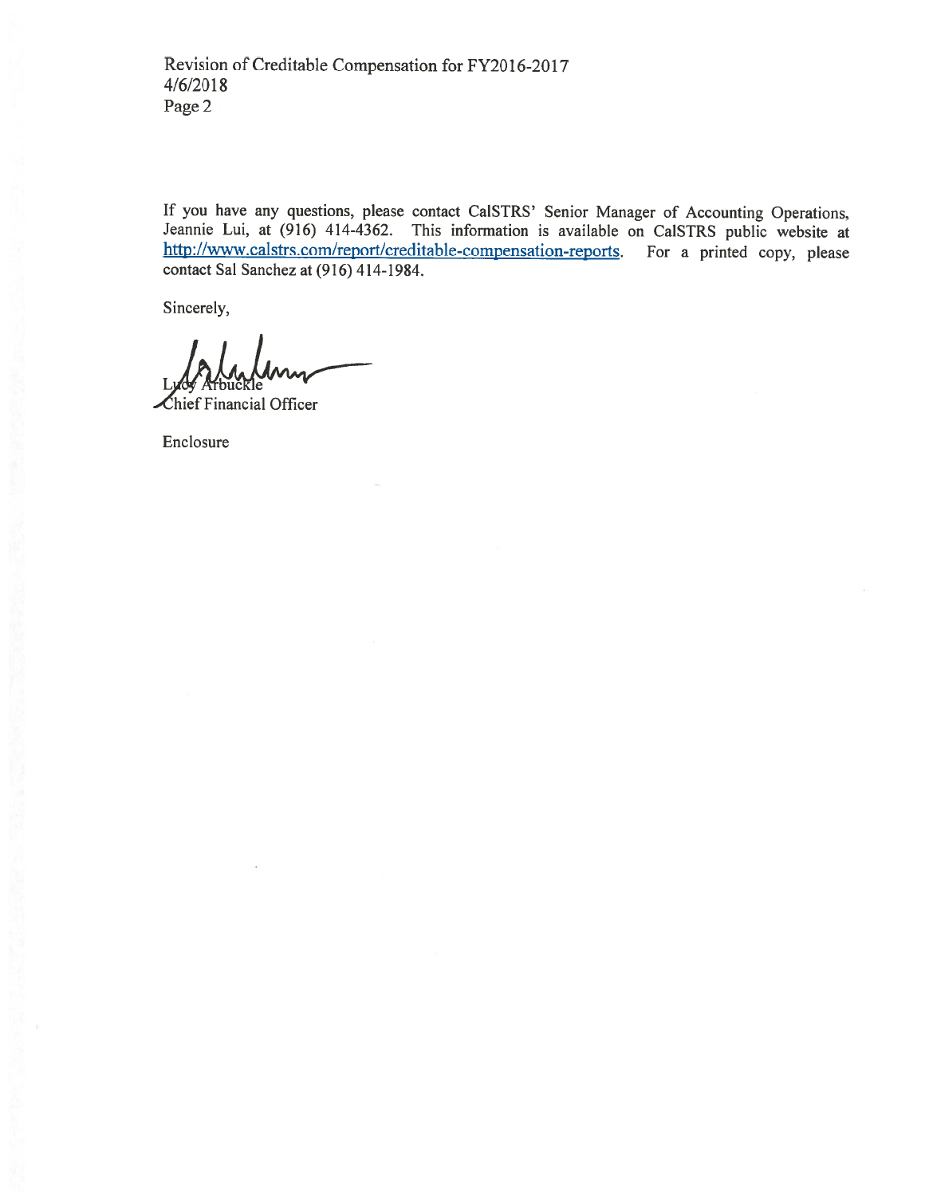If you have any questions, please contact CalSTRS' Senior Manager of Accounting Operations, Jeannie Lui, at (916) 414-4362. This information is available on CalSTRS public website at http://www.calstrs.com/report/creditable-compensation-reports. For a printed copy, please contact Sal Sanchez at (916) 414-1984.

Sincerely,

Lucy Arbuckle
Chief Financial Officer

Enclosure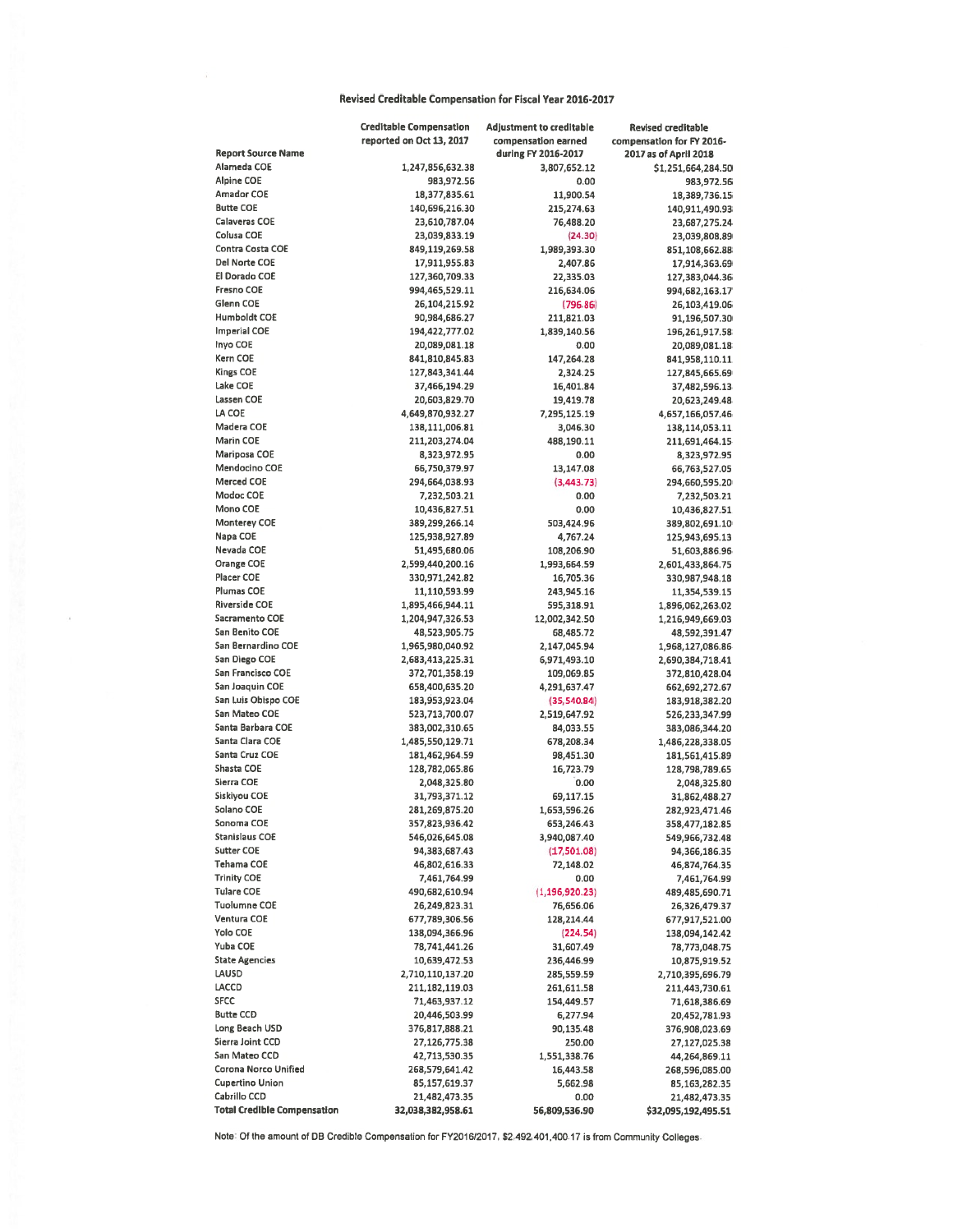## Revised Creditable Compensation for Fiscal Year 2016-2017

| Report Source Name | Creditable Compensation reported on Oct 13, 2017 | Adjustment to creditable compensation earned during FY 2016-2017 | Revised creditable compensation for FY 2016-2017 as of April 2018 |
|---|---|---|---|
| Alameda COE | 1,247,856,632.38 | 3,807,652.12 | $1,251,664,284.50 |
| Alpine COE | 983,972.56 | 0.00 | 983,972.56 |
| Amador COE | 18,377,835.61 | 11,900.54 | 18,389,736.15 |
| Butte COE | 140,696,216.30 | 215,274.63 | 140,911,490.93 |
| Calaveras COE | 23,610,787.04 | 76,488.20 | 23,687,275.24 |
| Colusa COE | 23,039,833.19 | (24.30) | 23,039,808.89 |
| Contra Costa COE | 849,119,269.58 | 1,989,393.30 | 851,108,662.88 |
| Del Norte COE | 17,911,955.83 | 2,407.86 | 17,914,363.69 |
| El Dorado COE | 127,360,709.33 | 22,335.03 | 127,383,044.36 |
| Fresno COE | 994,465,529.11 | 216,634.06 | 994,682,163.17 |
| Glenn COE | 26,104,215.92 | (796.86) | 26,103,419.06 |
| Humboldt COE | 90,984,686.27 | 211,821.03 | 91,196,507.30 |
| Imperial COE | 194,422,777.02 | 1,839,140.56 | 196,261,917.58 |
| Inyo COE | 20,089,081.18 | 0.00 | 20,089,081.18 |
| Kern COE | 841,810,845.83 | 147,264.28 | 841,958,110.11 |
| Kings COE | 127,843,341.44 | 2,324.25 | 127,845,665.69 |
| Lake COE | 37,466,194.29 | 16,401.84 | 37,482,596.13 |
| Lassen COE | 20,603,829.70 | 19,419.78 | 20,623,249.48 |
| LA COE | 4,649,870,932.27 | 7,295,125.19 | 4,657,166,057.46 |
| Madera COE | 138,111,006.81 | 3,046.30 | 138,114,053.11 |
| Marin COE | 211,203,274.04 | 488,190.11 | 211,691,464.15 |
| Mariposa COE | 8,323,972.95 | 0.00 | 8,323,972.95 |
| Mendocino COE | 66,750,379.97 | 13,147.08 | 66,763,527.05 |
| Merced COE | 294,664,038.93 | (3,443.73) | 294,660,595.20 |
| Modoc COE | 7,232,503.21 | 0.00 | 7,232,503.21 |
| Mono COE | 10,436,827.51 | 0.00 | 10,436,827.51 |
| Monterey COE | 389,299,266.14 | 503,424.96 | 389,802,691.10 |
| Napa COE | 125,938,927.89 | 4,767.24 | 125,943,695.13 |
| Nevada COE | 51,495,680.06 | 108,206.90 | 51,603,886.96 |
| Orange COE | 2,599,440,200.16 | 1,993,664.59 | 2,601,433,864.75 |
| Placer COE | 330,971,242.82 | 16,705.36 | 330,987,948.18 |
| Plumas COE | 11,110,593.99 | 243,945.16 | 11,354,539.15 |
| Riverside COE | 1,895,466,944.11 | 595,318.91 | 1,896,062,263.02 |
| Sacramento COE | 1,204,947,326.53 | 12,002,342.50 | 1,216,949,669.03 |
| San Benito COE | 48,523,905.75 | 68,485.72 | 48,592,391.47 |
| San Bernardino COE | 1,965,980,040.92 | 2,147,045.94 | 1,968,127,086.86 |
| San Diego COE | 2,683,413,225.31 | 6,971,493.10 | 2,690,384,718.41 |
| San Francisco COE | 372,701,358.19 | 109,069.85 | 372,810,428.04 |
| San Joaquin COE | 658,400,635.20 | 4,291,637.47 | 662,692,272.67 |
| San Luis Obispo COE | 183,953,923.04 | (35,540.84) | 183,918,382.20 |
| San Mateo COE | 523,713,700.07 | 2,519,647.92 | 526,233,347.99 |
| Santa Barbara COE | 383,002,310.65 | 84,033.55 | 383,086,344.20 |
| Santa Clara COE | 1,485,550,129.71 | 678,208.34 | 1,486,228,338.05 |
| Santa Cruz COE | 181,462,964.59 | 98,451.30 | 181,561,415.89 |
| Shasta COE | 128,782,065.86 | 16,723.79 | 128,798,789.65 |
| Sierra COE | 2,048,325.80 | 0.00 | 2,048,325.80 |
| Siskiyou COE | 31,793,371.12 | 69,117.15 | 31,862,488.27 |
| Solano COE | 281,269,875.20 | 1,653,596.26 | 282,923,471.46 |
| Sonoma COE | 357,823,936.42 | 653,246.43 | 358,477,182.85 |
| Stanislaus COE | 546,026,645.08 | 3,940,087.40 | 549,966,732.48 |
| Sutter COE | 94,383,687.43 | (17,501.08) | 94,366,186.35 |
| Tehama COE | 46,802,616.33 | 72,148.02 | 46,874,764.35 |
| Trinity COE | 7,461,764.99 | 0.00 | 7,461,764.99 |
| Tulare COE | 490,682,610.94 | (1,196,920.23) | 489,485,690.71 |
| Tuolumne COE | 26,249,823.31 | 76,656.06 | 26,326,479.37 |
| Ventura COE | 677,789,306.56 | 128,214.44 | 677,917,521.00 |
| Yolo COE | 138,094,366.96 | (224.54) | 138,094,142.42 |
| Yuba COE | 78,741,441.26 | 31,607.49 | 78,773,048.75 |
| State Agencies | 10,639,472.53 | 236,446.99 | 10,875,919.52 |
| LAUSD | 2,710,110,137.20 | 285,559.59 | 2,710,395,696.79 |
| LACCD | 211,182,119.03 | 261,611.58 | 211,443,730.61 |
| SFCC | 71,463,937.12 | 154,449.57 | 71,618,386.69 |
| Butte CCD | 20,446,503.99 | 6,277.94 | 20,452,781.93 |
| Long Beach USD | 376,817,888.21 | 90,135.48 | 376,908,023.69 |
| Sierra Joint CCD | 27,126,775.38 | 250.00 | 27,127,025.38 |
| San Mateo CCD | 42,713,530.35 | 1,551,338.76 | 44,264,869.11 |
| Corona Norco Unified | 268,579,641.42 | 16,443.58 | 268,596,085.00 |
| Cupertino Union | 85,157,619.37 | 5,662.98 | 85,163,282.35 |
| Cabrillo CCD | 21,482,473.35 | 0.00 | 21,482,473.35 |
| **Total Credible Compensation** | **32,038,382,958.61** | **56,809,536.90** | **$32,095,192,495.51** |

Note: Of the amount of DB Credible Compensation for FY2016/2017, $2,492,401,400.17 is from Community Colleges.